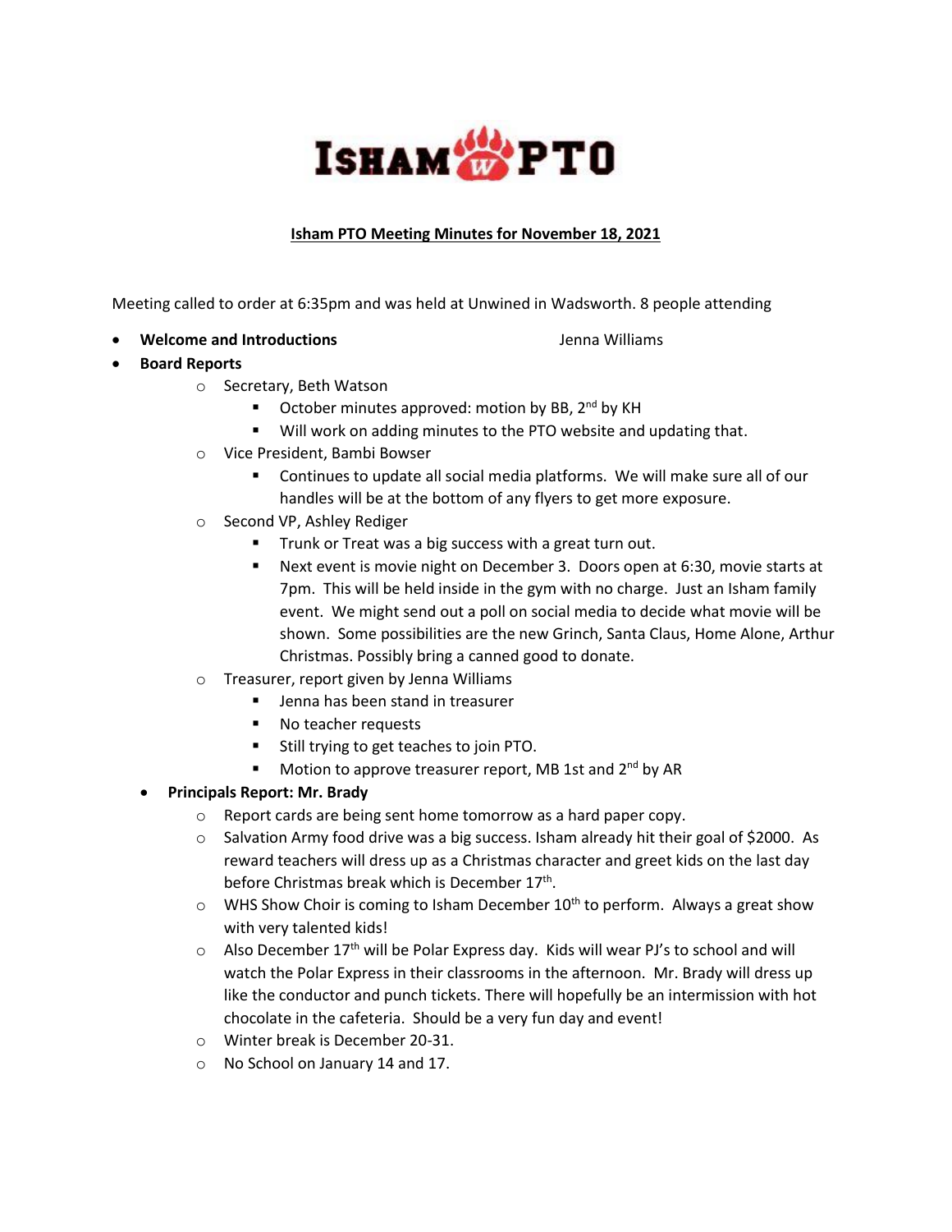# Isham PTO Meeting Minutes for November 18, 2021

Meeting called to order at 6:35pm and was held at Unwined in Wadsworth. 8 people attending

- **Welcome and Introductions** Jenna Williams
- **Board Reports**
  - Secretary, Beth Watson
    - October minutes approved: motion by BB, 2nd by KH
    - Will work on adding minutes to the PTO website and updating that.
  - Vice President, Bambi Bowser
    - Continues to update all social media platforms. We will make sure all of our handles will be at the bottom of any flyers to get more exposure.
  - Second VP, Ashley Rediger
    - Trunk or Treat was a big success with a great turn out.
    - Next event is movie night on December 3. Doors open at 6:30, movie starts at 7pm. This will be held inside in the gym with no charge. Just an Isham family event. We might send out a poll on social media to decide what movie will be shown. Some possibilities are the new Grinch, Santa Claus, Home Alone, Arthur Christmas. Possibly bring a canned good to donate.
  - Treasurer, report given by Jenna Williams
    - Jenna has been stand in treasurer
    - No teacher requests
    - Still trying to get teaches to join PTO.
    - Motion to approve treasurer report, MB 1st and 2nd by AR
- **Principals Report: Mr. Brady**
  - Report cards are being sent home tomorrow as a hard paper copy.
  - Salvation Army food drive was a big success. Isham already hit their goal of $2000. As reward teachers will dress up as a Christmas character and greet kids on the last day before Christmas break which is December 17th.
  - WHS Show Choir is coming to Isham December 10th to perform. Always a great show with very talented kids!
  - Also December 17th will be Polar Express day. Kids will wear PJ's to school and will watch the Polar Express in their classrooms in the afternoon. Mr. Brady will dress up like the conductor and punch tickets. There will hopefully be an intermission with hot chocolate in the cafeteria. Should be a very fun day and event!
  - Winter break is December 20-31.
  - No School on January 14 and 17.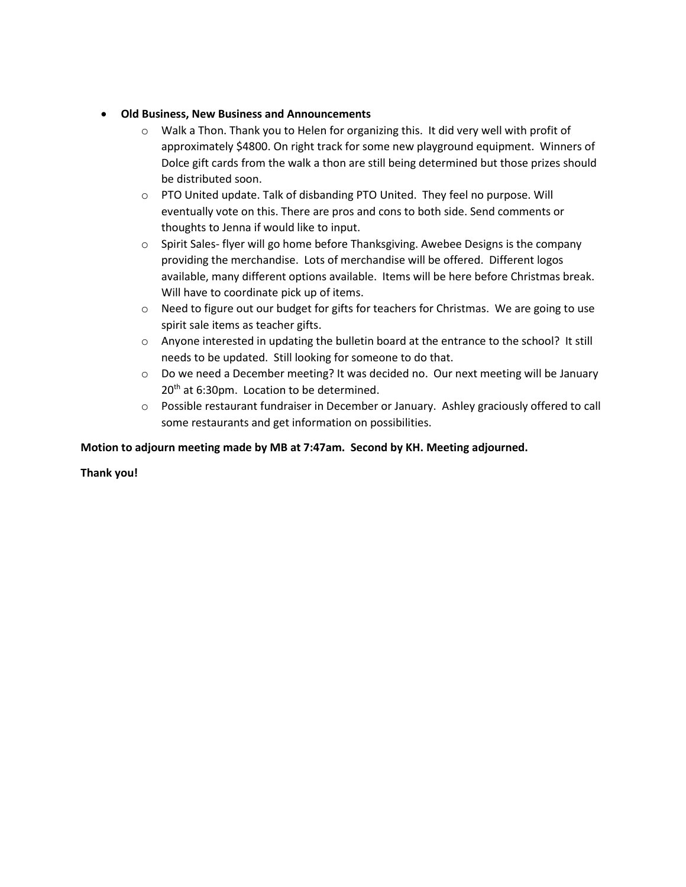- **Old Business, New Business and Announcements**
  - Walk a Thon. Thank you to Helen for organizing this. It did very well with profit of approximately $4800. On right track for some new playground equipment. Winners of Dolce gift cards from the walk a thon are still being determined but those prizes should be distributed soon.
  - PTO United update. Talk of disbanding PTO United. They feel no purpose. Will eventually vote on this. There are pros and cons to both side. Send comments or thoughts to Jenna if would like to input.
  - Spirit Sales- flyer will go home before Thanksgiving. Awebee Designs is the company providing the merchandise. Lots of merchandise will be offered. Different logos available, many different options available. Items will be here before Christmas break. Will have to coordinate pick up of items.
  - Need to figure out our budget for gifts for teachers for Christmas. We are going to use spirit sale items as teacher gifts.
  - Anyone interested in updating the bulletin board at the entrance to the school? It still needs to be updated. Still looking for someone to do that.
  - Do we need a December meeting? It was decided no. Our next meeting will be January 20th at 6:30pm. Location to be determined.
  - Possible restaurant fundraiser in December or January. Ashley graciously offered to call some restaurants and get information on possibilities.

**Motion to adjourn meeting made by MB at 7:47am. Second by KH. Meeting adjourned.**

**Thank you!**